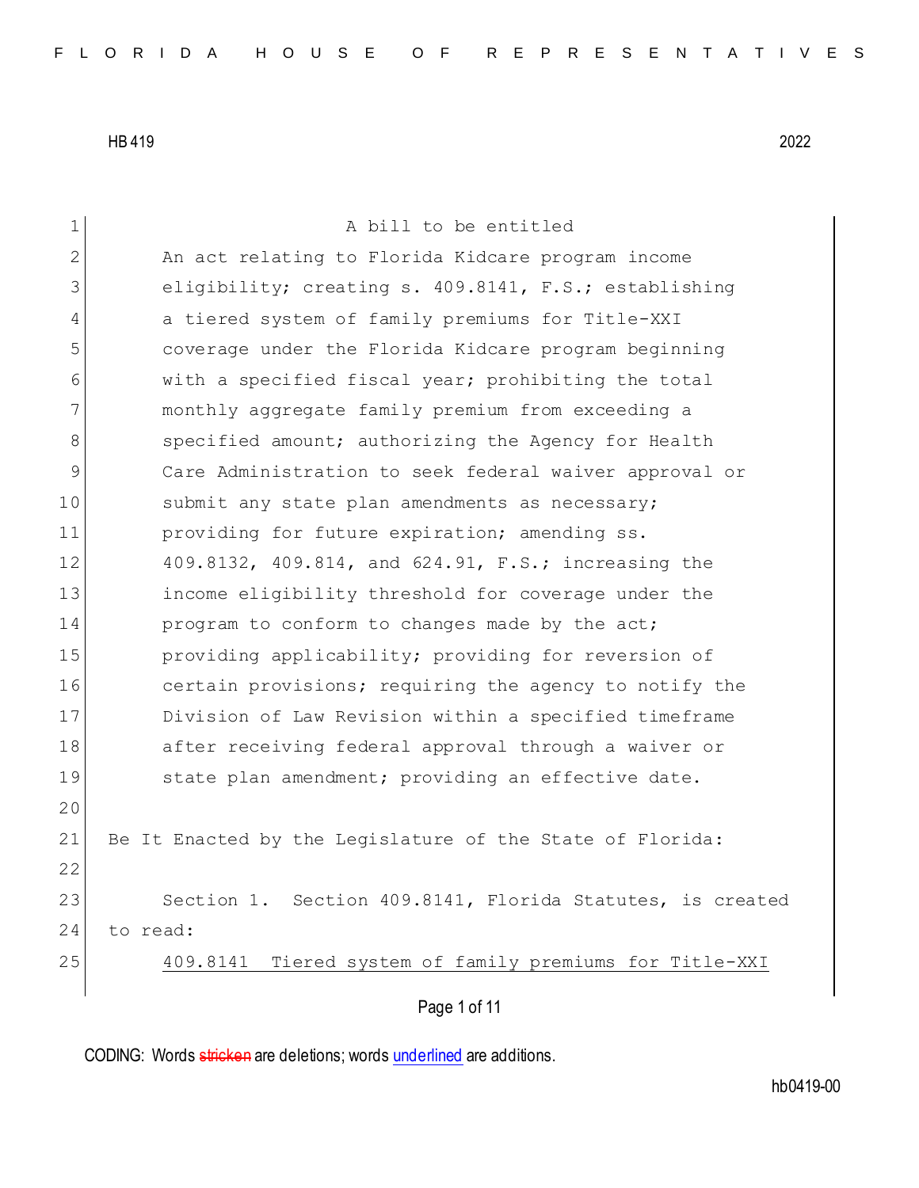HB 419 2022

A bill to be entitled

An act relating to Florida Kidcare program income eligibility; creating s. 409.8141, F.S.; establishing a tiered system of family premiums for Title-XXI coverage under the Florida Kidcare program beginning with a specified fiscal year; prohibiting the total monthly aggregate family premium from exceeding a specified amount; authorizing the Agency for Health Care Administration to seek federal waiver approval or submit any state plan amendments as necessary; providing for future expiration; amending ss. 409.8132, 409.814, and 624.91, F.S.; increasing the income eligibility threshold for coverage under the program to conform to changes made by the act; providing applicability; providing for reversion of certain provisions; requiring the agency to notify the Division of Law Revision within a specified timeframe after receiving federal approval through a waiver or state plan amendment; providing an effective date.

Be It Enacted by the Legislature of the State of Florida:

Section 1. Section 409.8141, Florida Statutes, is created to read:

409.8141 Tiered system of family premiums for Title-XXI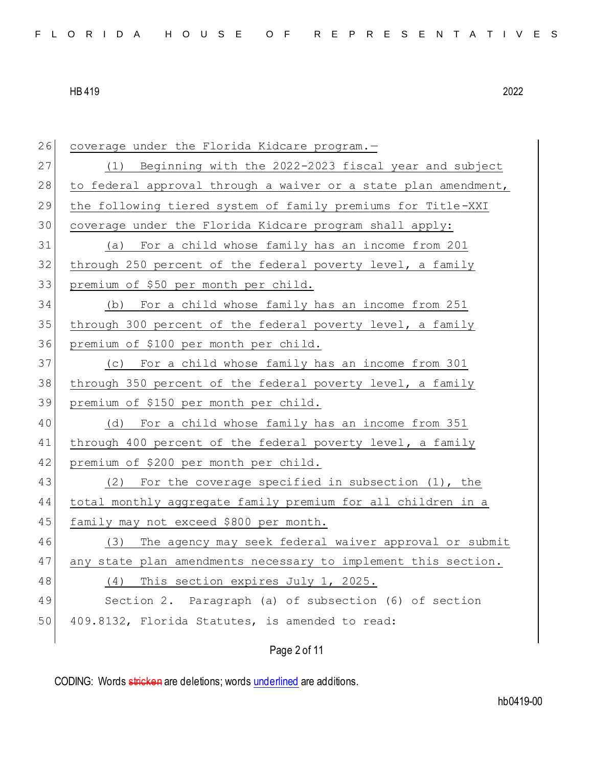coverage under the Florida Kidcare program.—

(1) Beginning with the 2022-2023 fiscal year and subject to federal approval through a waiver or a state plan amendment, the following tiered system of family premiums for Title-XXI coverage under the Florida Kidcare program shall apply:

(a) For a child whose family has an income from 201 through 250 percent of the federal poverty level, a family premium of $50 per month per child.

(b) For a child whose family has an income from 251 through 300 percent of the federal poverty level, a family premium of $100 per month per child.

(c) For a child whose family has an income from 301 through 350 percent of the federal poverty level, a family premium of $150 per month per child.

(d) For a child whose family has an income from 351 through 400 percent of the federal poverty level, a family premium of $200 per month per child.

(2) For the coverage specified in subsection (1), the total monthly aggregate family premium for all children in a family may not exceed $800 per month.

(3) The agency may seek federal waiver approval or submit any state plan amendments necessary to implement this section.

(4) This section expires July 1, 2025.

Section 2. Paragraph (a) of subsection (6) of section 409.8132, Florida Statutes, is amended to read: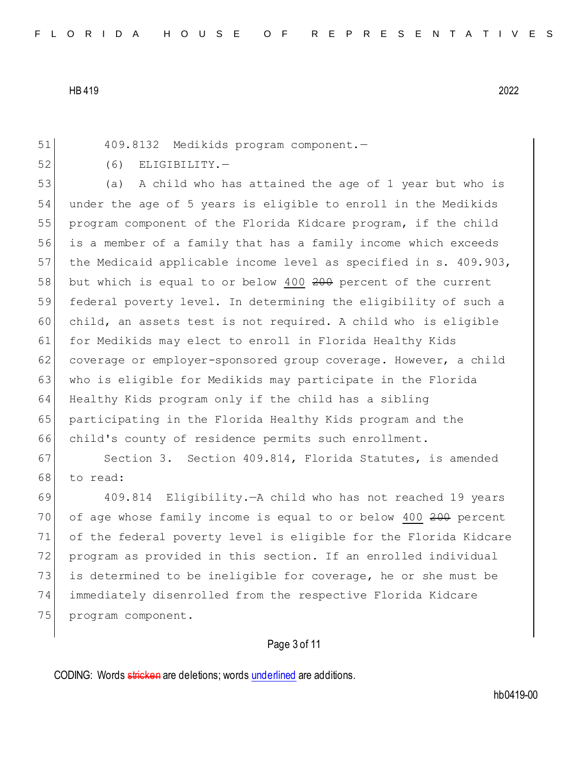409.8132 Medikids program component.—

(6) ELIGIBILITY.—

(a) A child who has attained the age of 1 year but who is under the age of 5 years is eligible to enroll in the Medikids program component of the Florida Kidcare program, if the child is a member of a family that has a family income which exceeds the Medicaid applicable income level as specified in s. 409.903, but which is equal to or below <u>400</u> ~~200~~ percent of the current federal poverty level. In determining the eligibility of such a child, an assets test is not required. A child who is eligible for Medikids may elect to enroll in Florida Healthy Kids coverage or employer-sponsored group coverage. However, a child who is eligible for Medikids may participate in the Florida Healthy Kids program only if the child has a sibling participating in the Florida Healthy Kids program and the child's county of residence permits such enrollment.

Section 3. Section 409.814, Florida Statutes, is amended to read:

409.814 Eligibility.—A child who has not reached 19 years of age whose family income is equal to or below <u>400</u> ~~200~~ percent of the federal poverty level is eligible for the Florida Kidcare program as provided in this section. If an enrolled individual is determined to be ineligible for coverage, he or she must be immediately disenrolled from the respective Florida Kidcare program component.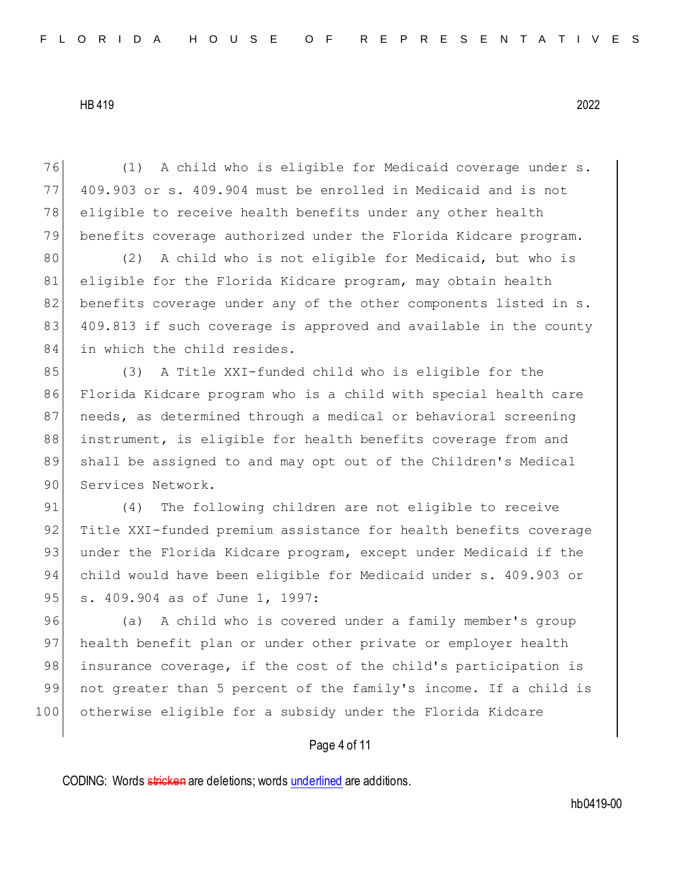(1) A child who is eligible for Medicaid coverage under s. 409.903 or s. 409.904 must be enrolled in Medicaid and is not eligible to receive health benefits under any other health benefits coverage authorized under the Florida Kidcare program.

(2) A child who is not eligible for Medicaid, but who is eligible for the Florida Kidcare program, may obtain health benefits coverage under any of the other components listed in s. 409.813 if such coverage is approved and available in the county in which the child resides.

(3) A Title XXI-funded child who is eligible for the Florida Kidcare program who is a child with special health care needs, as determined through a medical or behavioral screening instrument, is eligible for health benefits coverage from and shall be assigned to and may opt out of the Children's Medical Services Network.

(4) The following children are not eligible to receive Title XXI-funded premium assistance for health benefits coverage under the Florida Kidcare program, except under Medicaid if the child would have been eligible for Medicaid under s. 409.903 or s. 409.904 as of June 1, 1997:

(a) A child who is covered under a family member's group health benefit plan or under other private or employer health insurance coverage, if the cost of the child's participation is not greater than 5 percent of the family's income. If a child is otherwise eligible for a subsidy under the Florida Kidcare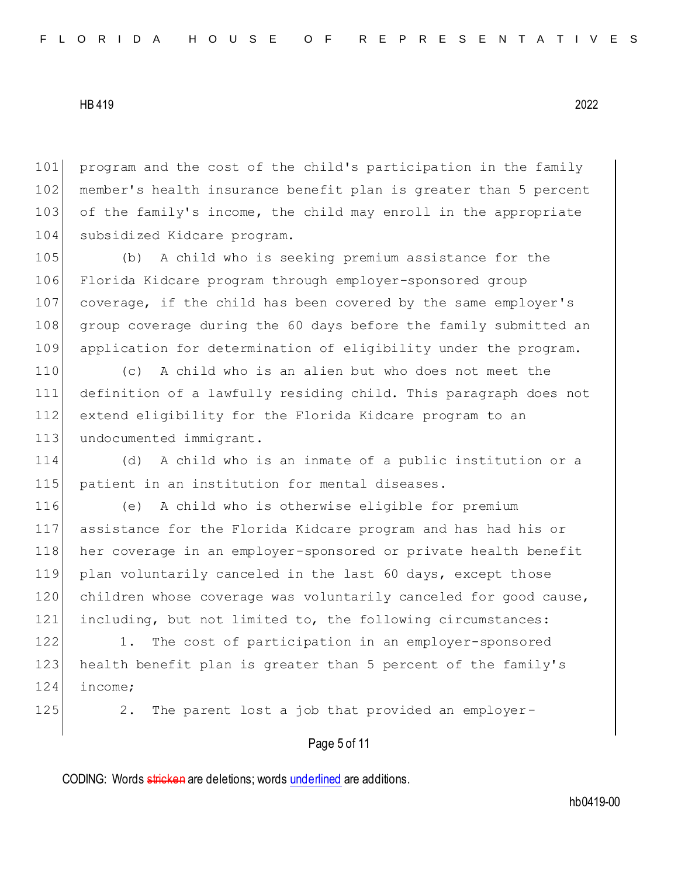program and the cost of the child's participation in the family member's health insurance benefit plan is greater than 5 percent of the family's income, the child may enroll in the appropriate subsidized Kidcare program.

(b) A child who is seeking premium assistance for the Florida Kidcare program through employer-sponsored group coverage, if the child has been covered by the same employer's group coverage during the 60 days before the family submitted an application for determination of eligibility under the program.

(c) A child who is an alien but who does not meet the definition of a lawfully residing child. This paragraph does not extend eligibility for the Florida Kidcare program to an undocumented immigrant.

(d) A child who is an inmate of a public institution or a patient in an institution for mental diseases.

(e) A child who is otherwise eligible for premium assistance for the Florida Kidcare program and has had his or her coverage in an employer-sponsored or private health benefit plan voluntarily canceled in the last 60 days, except those children whose coverage was voluntarily canceled for good cause, including, but not limited to, the following circumstances:

1. The cost of participation in an employer-sponsored health benefit plan is greater than 5 percent of the family's income;

2. The parent lost a job that provided an employer-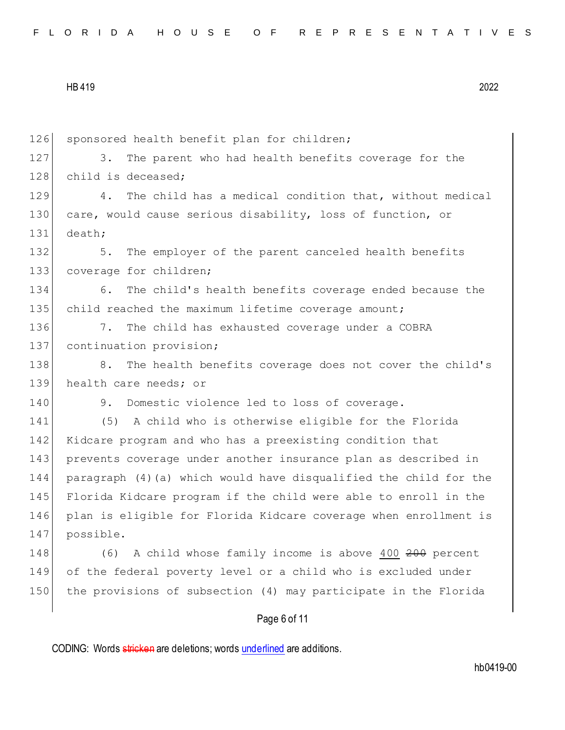sponsored health benefit plan for children;

3. The parent who had health benefits coverage for the child is deceased;

4. The child has a medical condition that, without medical care, would cause serious disability, loss of function, or death;

5. The employer of the parent canceled health benefits coverage for children;

6. The child's health benefits coverage ended because the child reached the maximum lifetime coverage amount;

7. The child has exhausted coverage under a COBRA continuation provision;

8. The health benefits coverage does not cover the child's health care needs; or

9. Domestic violence led to loss of coverage.

(5) A child who is otherwise eligible for the Florida Kidcare program and who has a preexisting condition that prevents coverage under another insurance plan as described in paragraph (4)(a) which would have disqualified the child for the Florida Kidcare program if the child were able to enroll in the plan is eligible for Florida Kidcare coverage when enrollment is possible.

(6) A child whose family income is above <u>400</u> ~~200~~ percent of the federal poverty level or a child who is excluded under the provisions of subsection (4) may participate in the Florida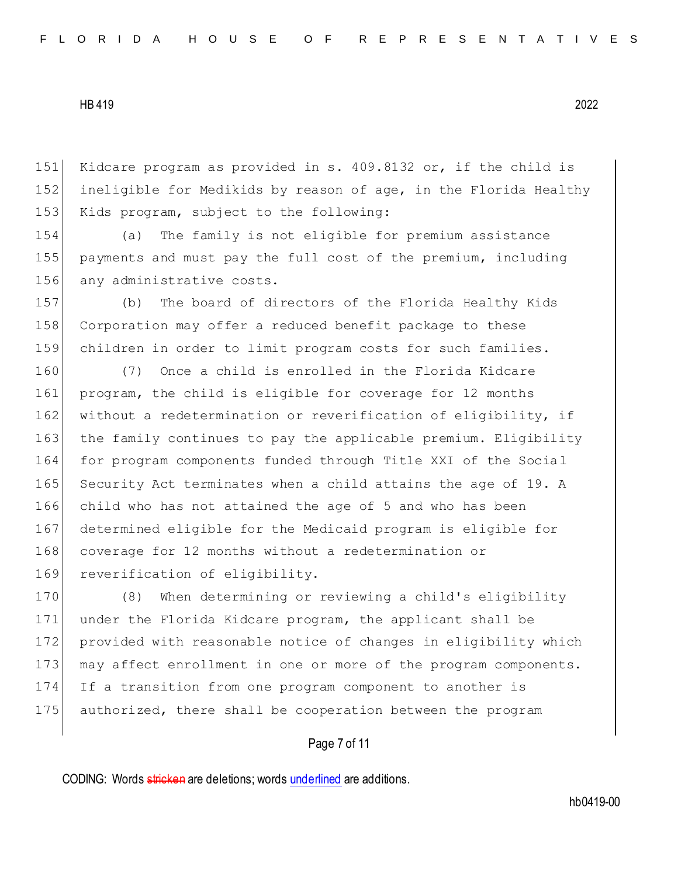Kidcare program as provided in s. 409.8132 or, if the child is ineligible for Medikids by reason of age, in the Florida Healthy Kids program, subject to the following:

(a) The family is not eligible for premium assistance payments and must pay the full cost of the premium, including any administrative costs.

(b) The board of directors of the Florida Healthy Kids Corporation may offer a reduced benefit package to these children in order to limit program costs for such families.

(7) Once a child is enrolled in the Florida Kidcare program, the child is eligible for coverage for 12 months without a redetermination or reverification of eligibility, if the family continues to pay the applicable premium. Eligibility for program components funded through Title XXI of the Social Security Act terminates when a child attains the age of 19. A child who has not attained the age of 5 and who has been determined eligible for the Medicaid program is eligible for coverage for 12 months without a redetermination or reverification of eligibility.

(8) When determining or reviewing a child's eligibility under the Florida Kidcare program, the applicant shall be provided with reasonable notice of changes in eligibility which may affect enrollment in one or more of the program components. If a transition from one program component to another is authorized, there shall be cooperation between the program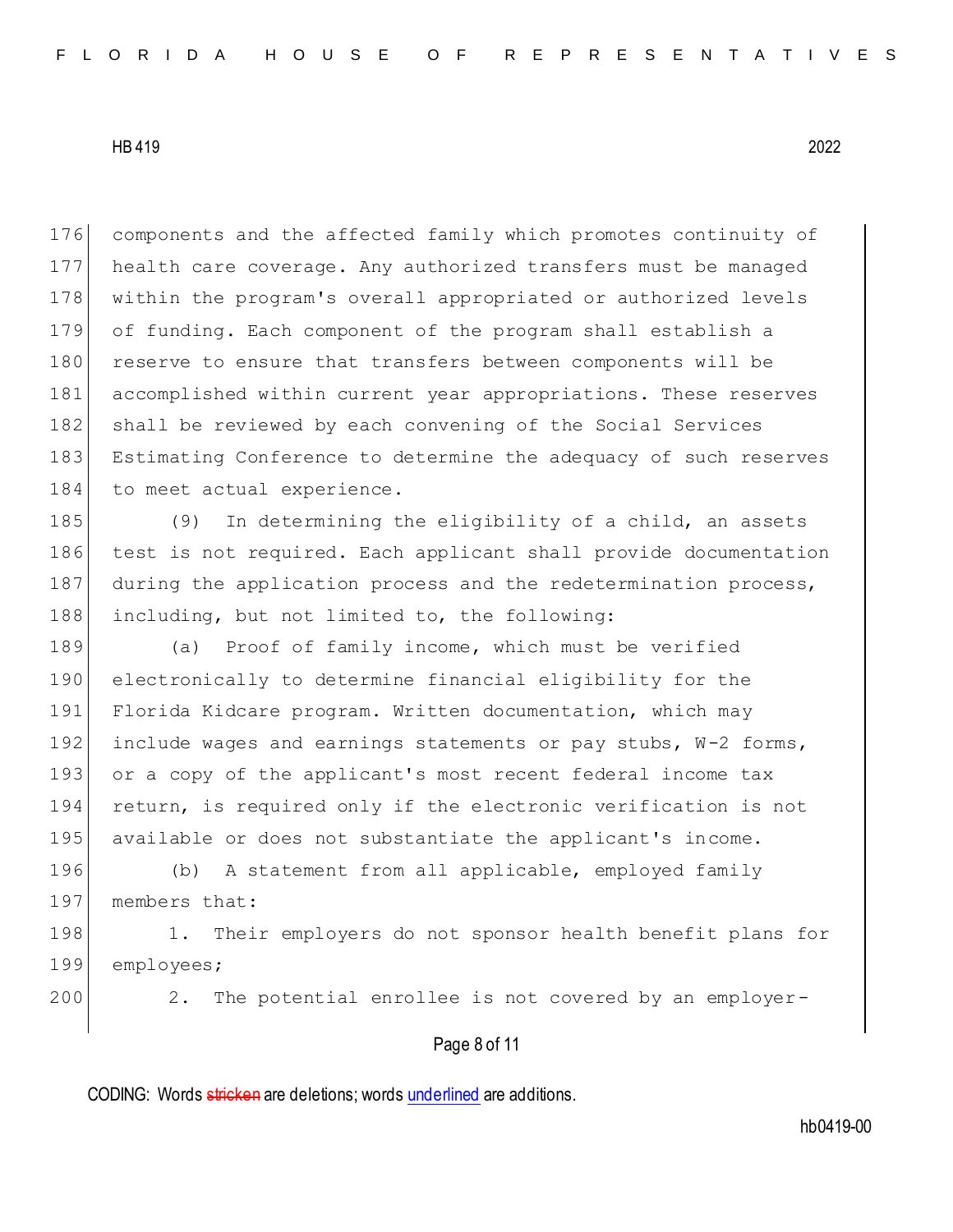components and the affected family which promotes continuity of health care coverage. Any authorized transfers must be managed within the program's overall appropriated or authorized levels of funding. Each component of the program shall establish a reserve to ensure that transfers between components will be accomplished within current year appropriations. These reserves shall be reviewed by each convening of the Social Services Estimating Conference to determine the adequacy of such reserves to meet actual experience.

(9) In determining the eligibility of a child, an assets test is not required. Each applicant shall provide documentation during the application process and the redetermination process, including, but not limited to, the following:

(a) Proof of family income, which must be verified electronically to determine financial eligibility for the Florida Kidcare program. Written documentation, which may include wages and earnings statements or pay stubs, W-2 forms, or a copy of the applicant's most recent federal income tax return, is required only if the electronic verification is not available or does not substantiate the applicant's income.

(b) A statement from all applicable, employed family members that:

1. Their employers do not sponsor health benefit plans for employees;

2. The potential enrollee is not covered by an employer-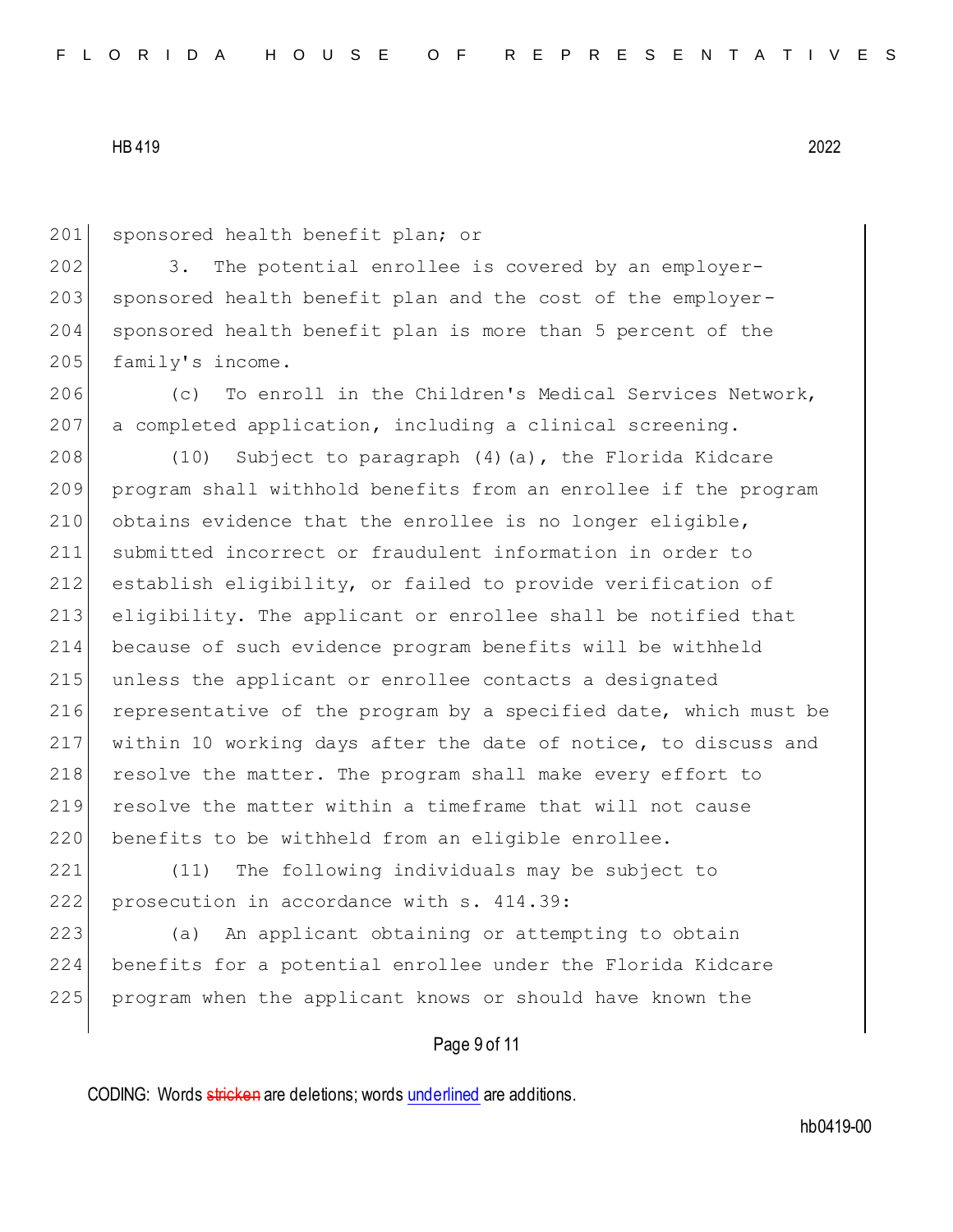sponsored health benefit plan; or

3. The potential enrollee is covered by an employer-sponsored health benefit plan and the cost of the employer-sponsored health benefit plan is more than 5 percent of the family's income.

(c) To enroll in the Children's Medical Services Network, a completed application, including a clinical screening.

(10) Subject to paragraph (4)(a), the Florida Kidcare program shall withhold benefits from an enrollee if the program obtains evidence that the enrollee is no longer eligible, submitted incorrect or fraudulent information in order to establish eligibility, or failed to provide verification of eligibility. The applicant or enrollee shall be notified that because of such evidence program benefits will be withheld unless the applicant or enrollee contacts a designated representative of the program by a specified date, which must be within 10 working days after the date of notice, to discuss and resolve the matter. The program shall make every effort to resolve the matter within a timeframe that will not cause benefits to be withheld from an eligible enrollee.

(11) The following individuals may be subject to prosecution in accordance with s. 414.39:

(a) An applicant obtaining or attempting to obtain benefits for a potential enrollee under the Florida Kidcare program when the applicant knows or should have known the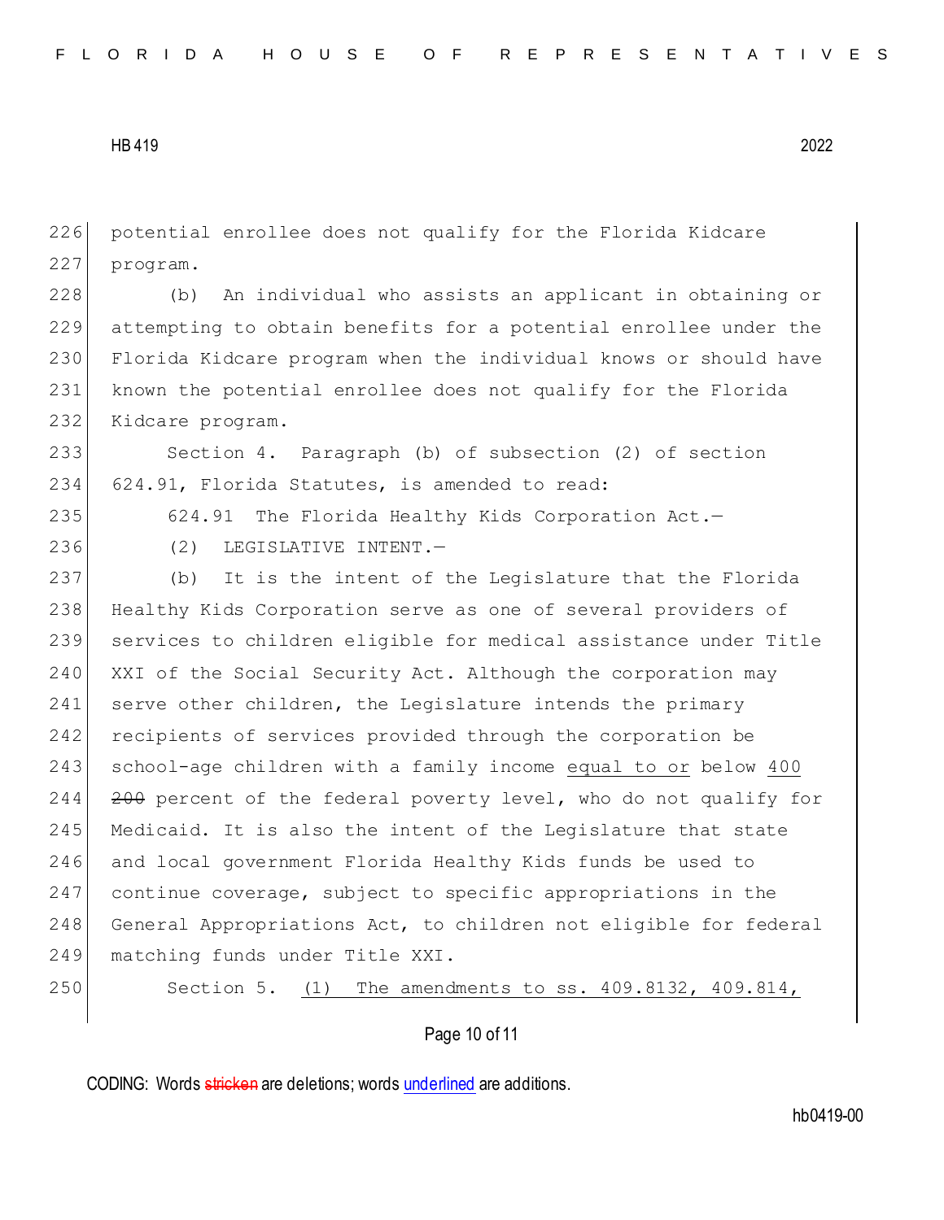potential enrollee does not qualify for the Florida Kidcare program.

(b) An individual who assists an applicant in obtaining or attempting to obtain benefits for a potential enrollee under the Florida Kidcare program when the individual knows or should have known the potential enrollee does not qualify for the Florida Kidcare program.

Section 4. Paragraph (b) of subsection (2) of section 624.91, Florida Statutes, is amended to read:

624.91 The Florida Healthy Kids Corporation Act.—

(2) LEGISLATIVE INTENT.—

(b) It is the intent of the Legislature that the Florida Healthy Kids Corporation serve as one of several providers of services to children eligible for medical assistance under Title XXI of the Social Security Act. Although the corporation may serve other children, the Legislature intends the primary recipients of services provided through the corporation be school-age children with a family income <u>equal to or</u> below <u>400</u> ~~200~~ percent of the federal poverty level, who do not qualify for Medicaid. It is also the intent of the Legislature that state and local government Florida Healthy Kids funds be used to continue coverage, subject to specific appropriations in the General Appropriations Act, to children not eligible for federal matching funds under Title XXI.

Section 5. <u>(1) The amendments to ss. 409.8132, 409.814,</u>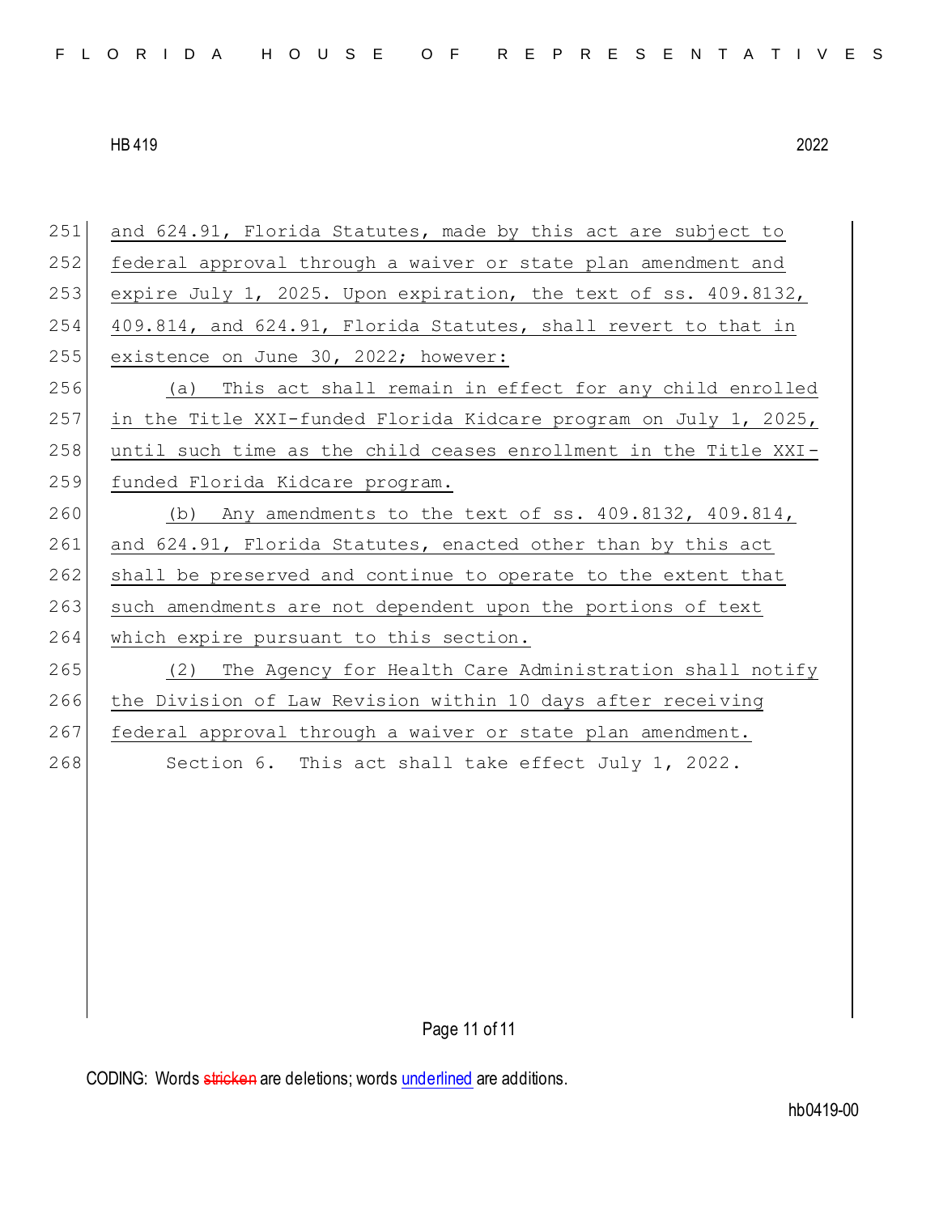and 624.91, Florida Statutes, made by this act are subject to federal approval through a waiver or state plan amendment and expire July 1, 2025. Upon expiration, the text of ss. 409.8132, 409.814, and 624.91, Florida Statutes, shall revert to that in existence on June 30, 2022; however:

(a) This act shall remain in effect for any child enrolled in the Title XXI-funded Florida Kidcare program on July 1, 2025, until such time as the child ceases enrollment in the Title XXI-funded Florida Kidcare program.

(b) Any amendments to the text of ss. 409.8132, 409.814, and 624.91, Florida Statutes, enacted other than by this act shall be preserved and continue to operate to the extent that such amendments are not dependent upon the portions of text which expire pursuant to this section.

(2) The Agency for Health Care Administration shall notify the Division of Law Revision within 10 days after receiving federal approval through a waiver or state plan amendment.

Section 6. This act shall take effect July 1, 2022.

CODING: Words stricken are deletions; words underlined are additions.